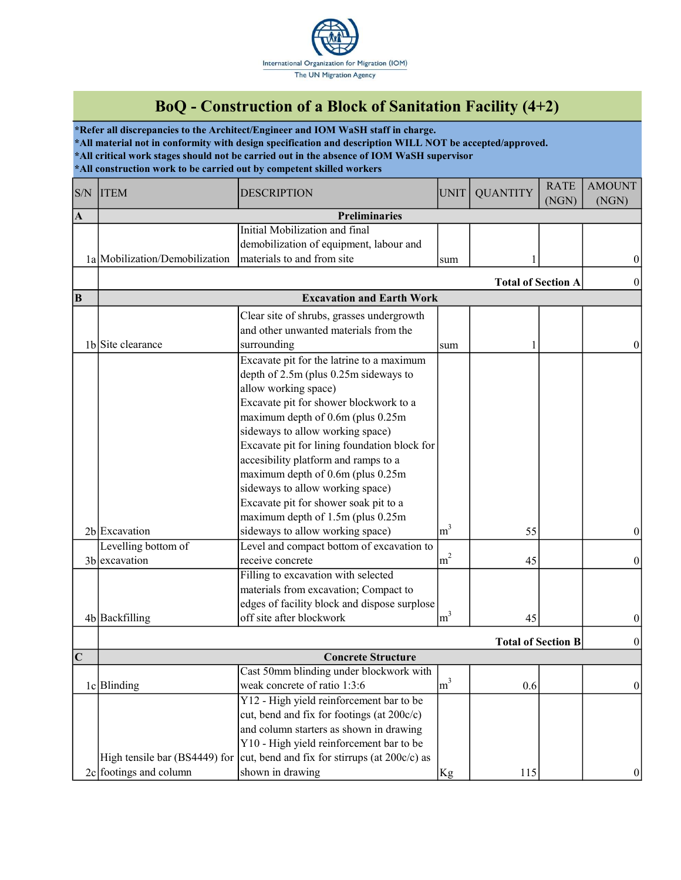International Organization for Migration (IOM)
The UN Migration Agency

# BoQ - Construction of a Block of Sanitation Facility (4+2)

**\*Refer all discrepancies to the Architect/Engineer and IOM WaSH staff in charge.**
**\*All material not in conformity with design specification and description WILL NOT be accepted/approved.**
**\*All critical work stages should not be carried out in the absence of IOM WaSH supervisor**
**\*All construction work to be carried out by competent skilled workers**

| S/N | ITEM | DESCRIPTION | UNIT | QUANTITY | RATE (NGN) | AMOUNT (NGN) |
|---|---|---|---|---|---|---|
| **A** | **Preliminaries** | | | | | |
| 1a | Mobilization/Demobilization | Initial Mobilization and final demobilization of equipment, labour and materials to and from site | sum | 1 | | 0 |
| | | | | | **Total of Section A** | 0 |
| **B** | **Excavation and Earth Work** | | | | | |
| 1b | Site clearance | Clear site of shrubs, grasses undergrowth and other unwanted materials from the surrounding | sum | 1 | | 0 |
| 2b | Excavation | Excavate pit for the latrine to a maximum depth of 2.5m (plus 0.25m sideways to allow working space)<br>Excavate pit for shower blockwork to a maximum depth of 0.6m (plus 0.25m sideways to allow working space)<br>Excavate pit for lining foundation block for accesibility platform and ramps to a maximum depth of 0.6m (plus 0.25m sideways to allow working space)<br>Excavate pit for shower soak pit to a maximum depth of 1.5m (plus 0.25m sideways to allow working space) | $m^3$ | 55 | | 0 |
| 3b | Levelling bottom of excavation | Level and compact bottom of excavation to receive concrete | $m^2$ | 45 | | 0 |
| 4b | Backfilling | Filling to excavation with selected materials from excavation; Compact to edges of facility block and dispose surplose off site after blockwork | $m^3$ | 45 | | 0 |
| | | | | | **Total of Section B** | 0 |
| **C** | **Concrete Structure** | | | | | |
| 1c | Blinding | Cast 50mm blinding under blockwork with weak concrete of ratio 1:3:6 | $m^3$ | 0.6 | | 0 |
| 2c | High tensile bar (BS4449) for footings and column | Y12 - High yield reinforcement bar to be cut, bend and fix for footings (at 200c/c) and column starters as shown in drawing<br>Y10 - High yield reinforcement bar to be cut, bend and fix for stirrups (at 200c/c) as shown in drawing | Kg | 115 | | 0 |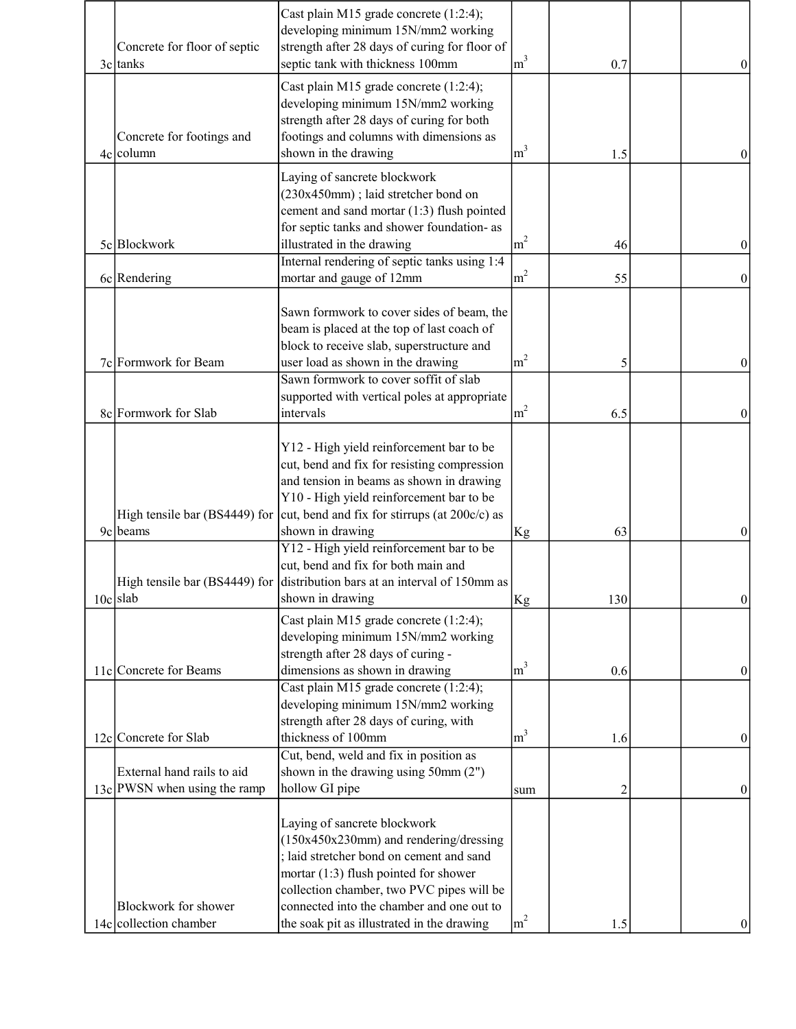| | | | | | | |
|---|---|---|---|---|---|---|
| 3c | Concrete for floor of septic tanks | Cast plain M15 grade concrete (1:2:4); developing minimum 15N/mm2 working strength after 28 days of curing for floor of septic tank with thickness 100mm | $m^3$ | 0.7 | | 0 |
| 4c | Concrete for footings and column | Cast plain M15 grade concrete (1:2:4); developing minimum 15N/mm2 working strength after 28 days of curing for both footings and columns with dimensions as shown in the drawing | $m^3$ | 1.5 | | 0 |
| 5c | Blockwork | Laying of sancrete blockwork (230x450mm) ; laid stretcher bond on cement and sand mortar (1:3) flush pointed for septic tanks and shower foundation- as illustrated in the drawing | $m^2$ | 46 | | 0 |
| 6c | Rendering | Internal rendering of septic tanks using 1:4 mortar and gauge of 12mm | $m^2$ | 55 | | 0 |
| 7c | Formwork for Beam | Sawn formwork to cover sides of beam, the beam is placed at the top of last coach of block to receive slab, superstructure and user load as shown in the drawing | $m^2$ | 5 | | 0 |
| 8c | Formwork for Slab | Sawn formwork to cover soffit of slab supported with vertical poles at appropriate intervals | $m^2$ | 6.5 | | 0 |
| 9c | High tensile bar (BS4449) for beams | Y12 - High yield reinforcement bar to be cut, bend and fix for resisting compression and tension in beams as shown in drawing Y10 - High yield reinforcement bar to be cut, bend and fix for stirrups (at 200c/c) as shown in drawing | Kg | 63 | | 0 |
| 10c | High tensile bar (BS4449) for slab | Y12 - High yield reinforcement bar to be cut, bend and fix for both main and distribution bars at an interval of 150mm as shown in drawing | Kg | 130 | | 0 |
| 11c | Concrete for Beams | Cast plain M15 grade concrete (1:2:4); developing minimum 15N/mm2 working strength after 28 days of curing - dimensions as shown in drawing | $m^3$ | 0.6 | | 0 |
| 12c | Concrete for Slab | Cast plain M15 grade concrete (1:2:4); developing minimum 15N/mm2 working strength after 28 days of curing, with thickness of 100mm | $m^3$ | 1.6 | | 0 |
| 13c | External hand rails to aid PWSN when using the ramp | Cut, bend, weld and fix in position as shown in the drawing using 50mm (2") hollow GI pipe | sum | 2 | | 0 |
| 14c | Blockwork for shower collection chamber | Laying of sancrete blockwork (150x450x230mm) and rendering/dressing ; laid stretcher bond on cement and sand mortar (1:3) flush pointed for shower collection chamber, two PVC pipes will be connected into the chamber and one out to the soak pit as illustrated in the drawing | $m^2$ | 1.5 | | 0 |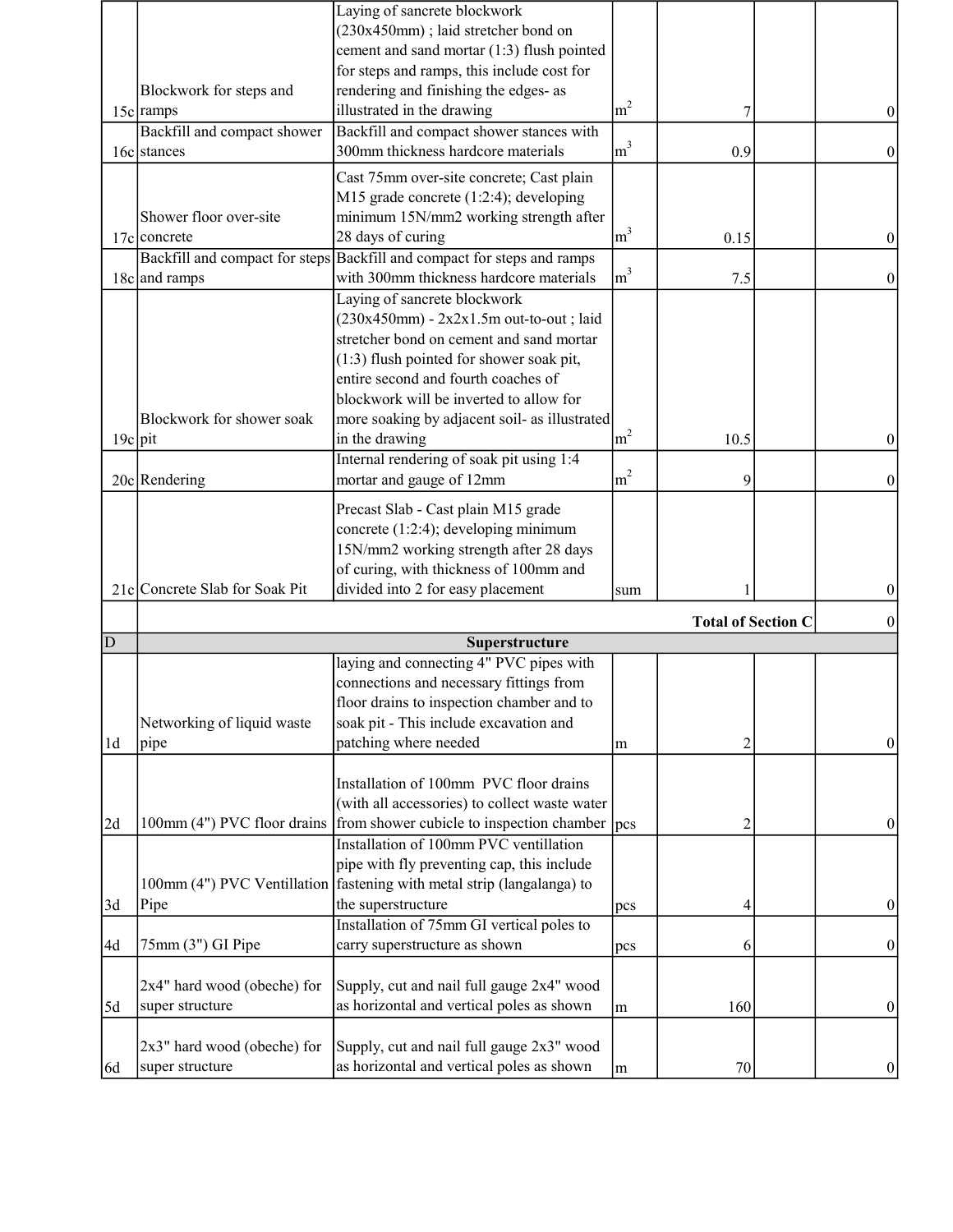| | | | | | | |
|---|---|---|---|---|---|---|
| 15c | Blockwork for steps and ramps | Laying of sancrete blockwork (230x450mm) ; laid stretcher bond on cement and sand mortar (1:3) flush pointed for steps and ramps, this include cost for rendering and finishing the edges- as illustrated in the drawing | $m^2$ | 7 | | 0 |
| 16c | Backfill and compact shower stances | Backfill and compact shower stances with 300mm thickness hardcore materials | $m^3$ | 0.9 | | 0 |
| 17c | Shower floor over-site concrete | Cast 75mm over-site concrete; Cast plain M15 grade concrete (1:2:4); developing minimum 15N/mm2 working strength after 28 days of curing | $m^3$ | 0.15 | | 0 |
| 18c | Backfill and compact for steps and ramps | Backfill and compact for steps and ramps with 300mm thickness hardcore materials | $m^3$ | 7.5 | | 0 |
| 19c | Blockwork for shower soak pit | Laying of sancrete blockwork (230x450mm) - 2x2x1.5m out-to-out ; laid stretcher bond on cement and sand mortar (1:3) flush pointed for shower soak pit, entire second and fourth coaches of blockwork will be inverted to allow for more soaking by adjacent soil- as illustrated in the drawing | $m^2$ | 10.5 | | 0 |
| 20c | Rendering | Internal rendering of soak pit using 1:4 mortar and gauge of 12mm | $m^2$ | 9 | | 0 |
| 21c | Concrete Slab for Soak Pit | Precast Slab - Cast plain M15 grade concrete (1:2:4); developing minimum 15N/mm2 working strength after 28 days of curing, with thickness of 100mm and divided into 2 for easy placement | sum | 1 | | 0 |
| | | | | | **Total of Section C** | 0 |
| D | **Superstructure** | | | | | |
| 1d | Networking of liquid waste pipe | laying and connecting 4" PVC pipes with connections and necessary fittings from floor drains to inspection chamber and to soak pit - This include excavation and patching where needed | m | 2 | | 0 |
| 2d | 100mm (4") PVC floor drains | Installation of 100mm PVC floor drains (with all accessories) to collect waste water from shower cubicle to inspection chamber | pcs | 2 | | 0 |
| 3d | 100mm (4") PVC Ventillation Pipe | Installation of 100mm PVC ventillation pipe with fly preventing cap, this include fastening with metal strip (langalanga) to the superstructure | pcs | 4 | | 0 |
| 4d | 75mm (3") GI Pipe | Installation of 75mm GI vertical poles to carry superstructure as shown | pcs | 6 | | 0 |
| 5d | 2x4" hard wood (obeche) for super structure | Supply, cut and nail full gauge 2x4" wood as horizontal and vertical poles as shown | m | 160 | | 0 |
| 6d | 2x3" hard wood (obeche) for super structure | Supply, cut and nail full gauge 2x3" wood as horizontal and vertical poles as shown | m | 70 | | 0 |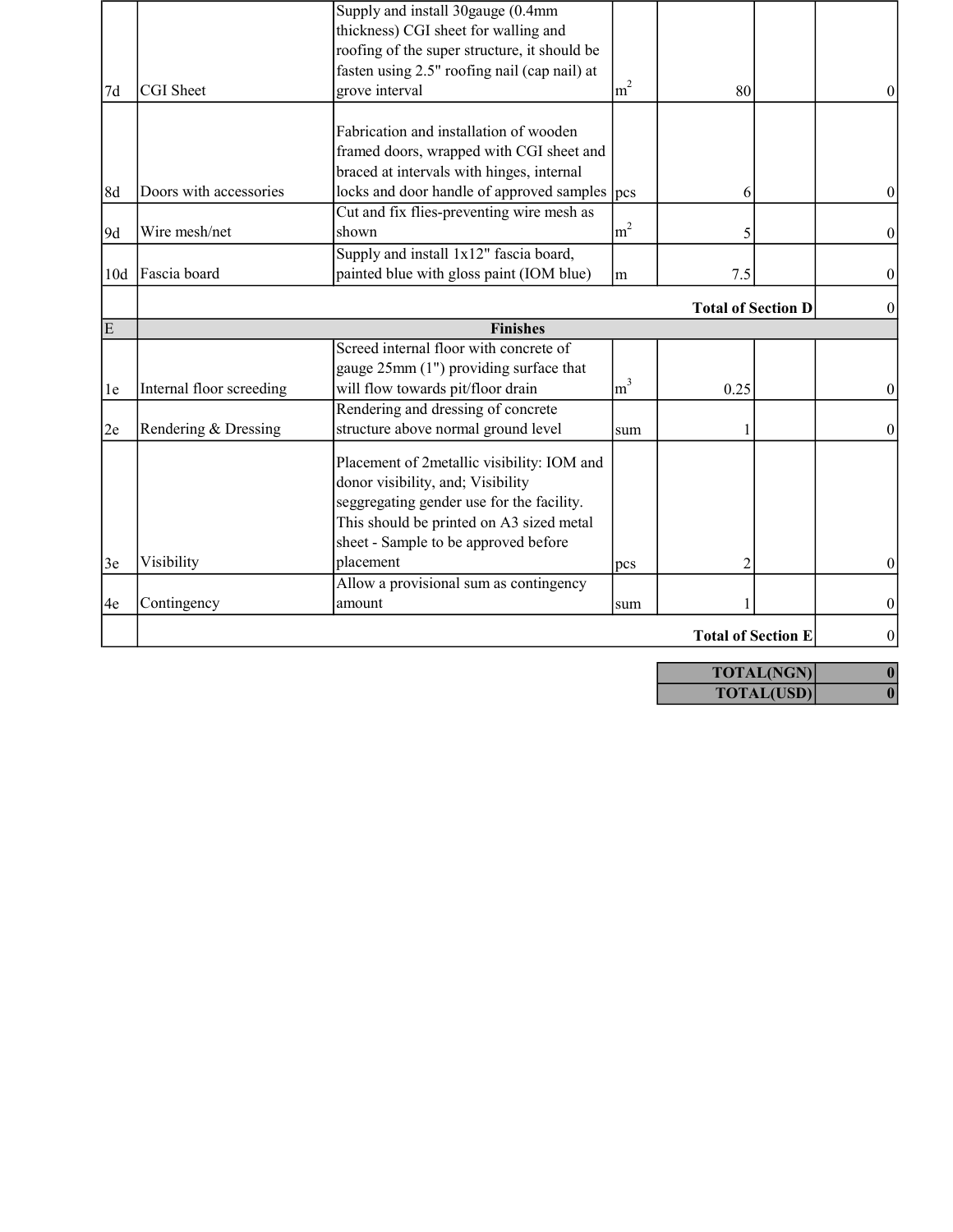| | | | | | | |
|---|---|---|---|---|---|---|
| 7d | CGI Sheet | Supply and install 30gauge (0.4mm thickness) CGI sheet for walling and roofing of the super structure, it should be fasten using 2.5" roofing nail (cap nail) at grove interval | $m^2$ | 80 | | 0 |
| 8d | Doors with accessories | Fabrication and installation of wooden framed doors, wrapped with CGI sheet and braced at intervals with hinges, internal locks and door handle of approved samples | pcs | 6 | | 0 |
| 9d | Wire mesh/net | Cut and fix flies-preventing wire mesh as shown | $m^2$ | 5 | | 0 |
| 10d | Fascia board | Supply and install 1x12" fascia board, painted blue with gloss paint (IOM blue) | m | 7.5 | | 0 |
| | | | | | **Total of Section D** | 0 |
| E | | **Finishes** | | | | |
| 1e | Internal floor screeding | Screed internal floor with concrete of gauge 25mm (1") providing surface that will flow towards pit/floor drain | $m^3$ | 0.25 | | 0 |
| 2e | Rendering & Dressing | Rendering and dressing of concrete structure above normal ground level | sum | 1 | | 0 |
| 3e | Visibility | Placement of 2metallic visibility: IOM and donor visibility, and; Visibility seggregating gender use for the facility. This should be printed on A3 sized metal sheet - Sample to be approved before placement | pcs | 2 | | 0 |
| 4e | Contingency | Allow a provisional sum as contingency amount | sum | 1 | | 0 |
| | | | | | **Total of Section E** | 0 |

| | |
|---|---|
| **TOTAL(NGN)** | **0** |
| **TOTAL(USD)** | **0** |